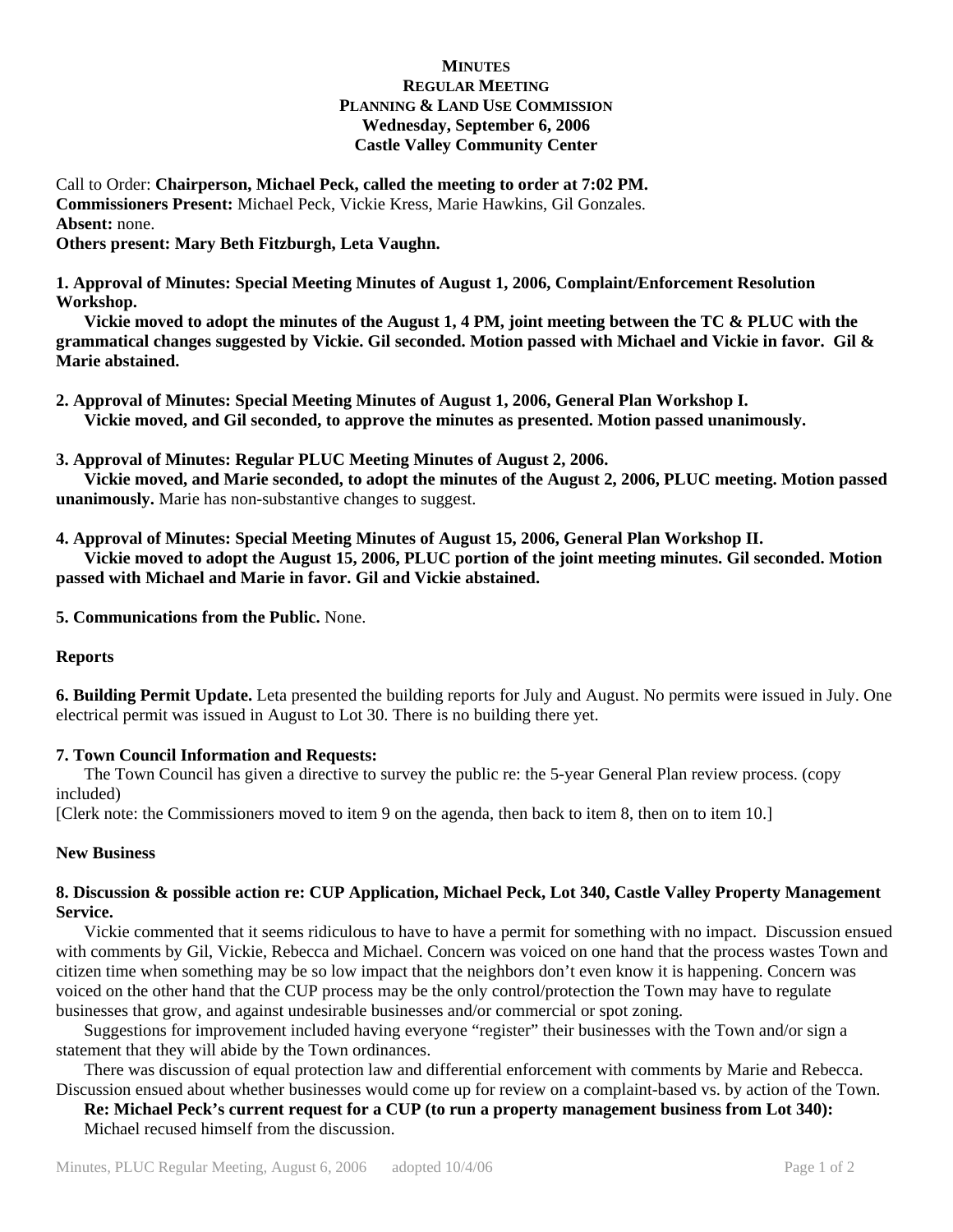**MINUTES**
**REGULAR MEETING**
**PLANNING & LAND USE COMMISSION**
**Wednesday, September 6, 2006**
**Castle Valley Community Center**

Call to Order: **Chairperson, Michael Peck, called the meeting to order at 7:02 PM.**
**Commissioners Present:** Michael Peck, Vickie Kress, Marie Hawkins, Gil Gonzales.
**Absent:** none.
**Others present: Mary Beth Fitzburgh, Leta Vaughn.**

**1. Approval of Minutes: Special Meeting Minutes of August 1, 2006, Complaint/Enforcement Resolution Workshop.**

**Vickie moved to adopt the minutes of the August 1, 4 PM, joint meeting between the TC & PLUC with the grammatical changes suggested by Vickie. Gil seconded. Motion passed with Michael and Vickie in favor. Gil & Marie abstained.**

**2. Approval of Minutes: Special Meeting Minutes of August 1, 2006, General Plan Workshop I.**

**Vickie moved, and Gil seconded, to approve the minutes as presented. Motion passed unanimously.**

**3. Approval of Minutes: Regular PLUC Meeting Minutes of August 2, 2006.**

**Vickie moved, and Marie seconded, to adopt the minutes of the August 2, 2006, PLUC meeting. Motion passed unanimously.** Marie has non-substantive changes to suggest.

**4. Approval of Minutes: Special Meeting Minutes of August 15, 2006, General Plan Workshop II.**

**Vickie moved to adopt the August 15, 2006, PLUC portion of the joint meeting minutes. Gil seconded. Motion passed with Michael and Marie in favor. Gil and Vickie abstained.**

**5. Communications from the Public.** None.

**Reports**

**6. Building Permit Update.** Leta presented the building reports for July and August. No permits were issued in July. One electrical permit was issued in August to Lot 30. There is no building there yet.

**7. Town Council Information and Requests:**

The Town Council has given a directive to survey the public re: the 5-year General Plan review process. (copy included)

[Clerk note: the Commissioners moved to item 9 on the agenda, then back to item 8, then on to item 10.]

**New Business**

**8. Discussion & possible action re: CUP Application, Michael Peck, Lot 340, Castle Valley Property Management Service.**

Vickie commented that it seems ridiculous to have to have a permit for something with no impact. Discussion ensued with comments by Gil, Vickie, Rebecca and Michael. Concern was voiced on one hand that the process wastes Town and citizen time when something may be so low impact that the neighbors don't even know it is happening. Concern was voiced on the other hand that the CUP process may be the only control/protection the Town may have to regulate businesses that grow, and against undesirable businesses and/or commercial or spot zoning.

Suggestions for improvement included having everyone "register" their businesses with the Town and/or sign a statement that they will abide by the Town ordinances.

There was discussion of equal protection law and differential enforcement with comments by Marie and Rebecca. Discussion ensued about whether businesses would come up for review on a complaint-based vs. by action of the Town.

**Re: Michael Peck's current request for a CUP (to run a property management business from Lot 340):**

Michael recused himself from the discussion.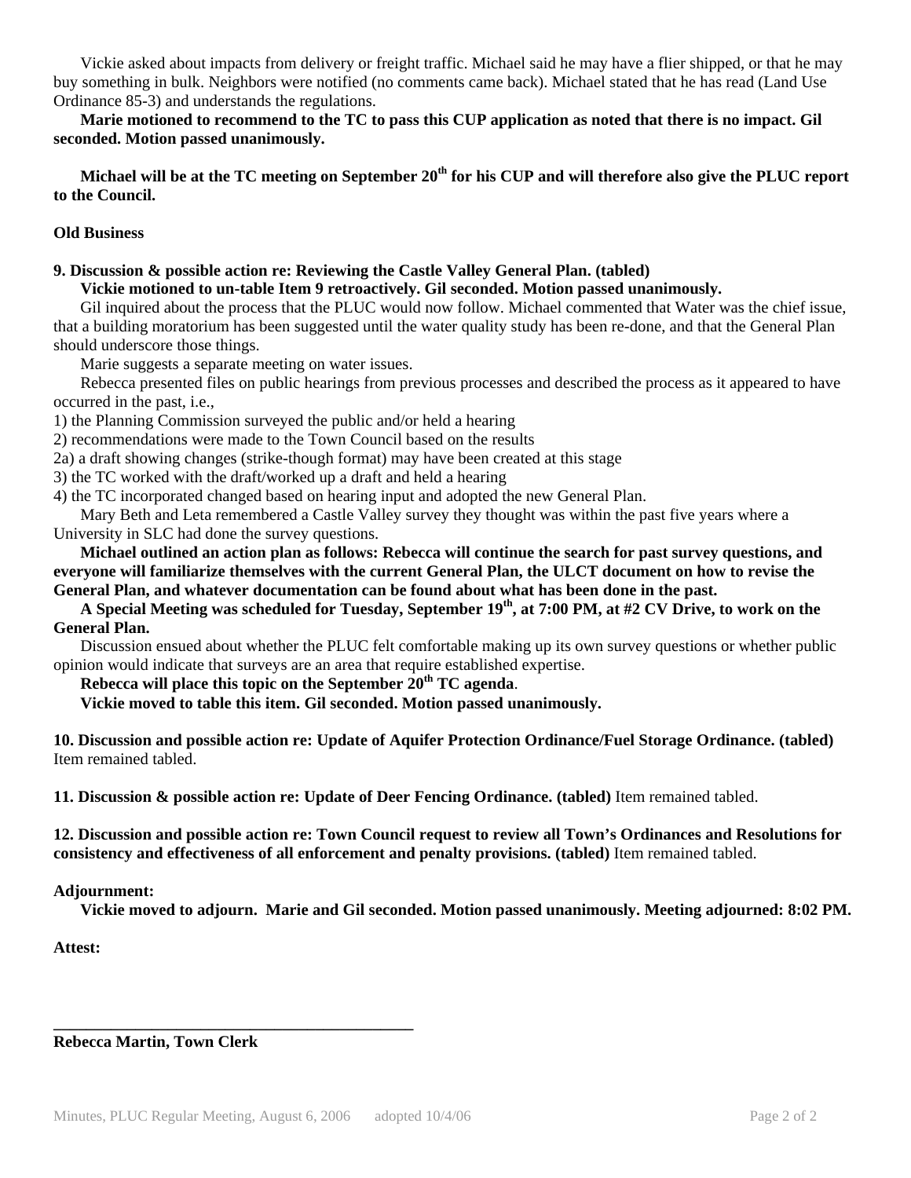Vickie asked about impacts from delivery or freight traffic. Michael said he may have a flier shipped, or that he may buy something in bulk. Neighbors were notified (no comments came back). Michael stated that he has read (Land Use Ordinance 85-3) and understands the regulations.

**Marie motioned to recommend to the TC to pass this CUP application as noted that there is no impact. Gil seconded. Motion passed unanimously.**

**Michael will be at the TC meeting on September 20th for his CUP and will therefore also give the PLUC report to the Council.**

**Old Business**

**9. Discussion & possible action re: Reviewing the Castle Valley General Plan. (tabled)**

**Vickie motioned to un-table Item 9 retroactively. Gil seconded. Motion passed unanimously.**

Gil inquired about the process that the PLUC would now follow. Michael commented that Water was the chief issue, that a building moratorium has been suggested until the water quality study has been re-done, and that the General Plan should underscore those things.

Marie suggests a separate meeting on water issues.

Rebecca presented files on public hearings from previous processes and described the process as it appeared to have occurred in the past, i.e.,

1) the Planning Commission surveyed the public and/or held a hearing
2) recommendations were made to the Town Council based on the results
2a) a draft showing changes (strike-though format) may have been created at this stage
3) the TC worked with the draft/worked up a draft and held a hearing
4) the TC incorporated changed based on hearing input and adopted the new General Plan.

Mary Beth and Leta remembered a Castle Valley survey they thought was within the past five years where a University in SLC had done the survey questions.

**Michael outlined an action plan as follows: Rebecca will continue the search for past survey questions, and everyone will familiarize themselves with the current General Plan, the ULCT document on how to revise the General Plan, and whatever documentation can be found about what has been done in the past.**

**A Special Meeting was scheduled for Tuesday, September 19th, at 7:00 PM, at #2 CV Drive, to work on the General Plan.**

Discussion ensued about whether the PLUC felt comfortable making up its own survey questions or whether public opinion would indicate that surveys are an area that require established expertise.

**Rebecca will place this topic on the September 20th TC agenda**.

**Vickie moved to table this item. Gil seconded. Motion passed unanimously.**

**10. Discussion and possible action re: Update of Aquifer Protection Ordinance/Fuel Storage Ordinance. (tabled)** Item remained tabled.

**11. Discussion & possible action re: Update of Deer Fencing Ordinance. (tabled)** Item remained tabled.

**12. Discussion and possible action re: Town Council request to review all Town's Ordinances and Resolutions for consistency and effectiveness of all enforcement and penalty provisions. (tabled)** Item remained tabled.

**Adjournment:**

**Vickie moved to adjourn. Marie and Gil seconded. Motion passed unanimously. Meeting adjourned: 8:02 PM.**

**Attest:**

\_\_\_\_\_\_\_\_\_\_\_\_\_\_\_\_\_\_\_\_\_\_\_\_\_\_\_\_\_\_\_\_\_\_\_\_\_\_\_\_\_\_\_\_

**Rebecca Martin, Town Clerk**

Minutes, PLUC Regular Meeting, August 6, 2006 adopted 10/4/06